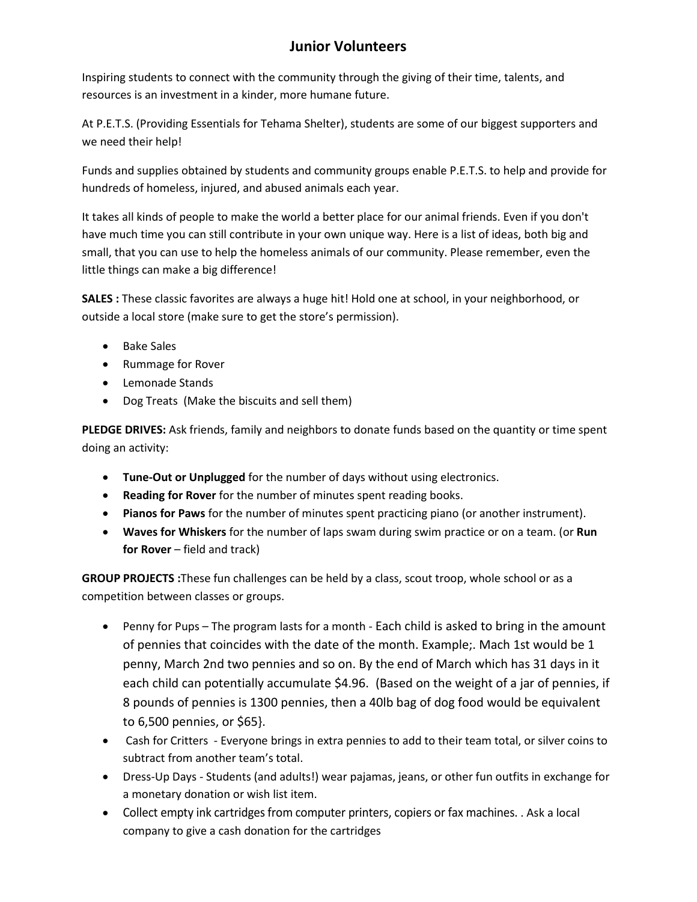# Junior Volunteers

Inspiring students to connect with the community through the giving of their time, talents, and resources is an investment in a kinder, more humane future.

At P.E.T.S. (Providing Essentials for Tehama Shelter), students are some of our biggest supporters and we need their help!

Funds and supplies obtained by students and community groups enable P.E.T.S. to help and provide for hundreds of homeless, injured, and abused animals each year.

It takes all kinds of people to make the world a better place for our animal friends. Even if you don't have much time you can still contribute in your own unique way. Here is a list of ideas, both big and small, that you can use to help the homeless animals of our community. Please remember, even the little things can make a big difference!

**SALES :** These classic favorites are always a huge hit! Hold one at school, in your neighborhood, or outside a local store (make sure to get the store's permission).

- Bake Sales
- Rummage for Rover
- Lemonade Stands
- Dog Treats (Make the biscuits and sell them)

**PLEDGE DRIVES:** Ask friends, family and neighbors to donate funds based on the quantity or time spent doing an activity:

- **Tune-Out or Unplugged** for the number of days without using electronics.
- **Reading for Rover** for the number of minutes spent reading books.
- **Pianos for Paws** for the number of minutes spent practicing piano (or another instrument).
- **Waves for Whiskers** for the number of laps swam during swim practice or on a team. (or **Run for Rover** – field and track)

**GROUP PROJECTS :**These fun challenges can be held by a class, scout troop, whole school or as a competition between classes or groups.

- Penny for Pups – The program lasts for a month - Each child is asked to bring in the amount of pennies that coincides with the date of the month. Example;. Mach 1st would be 1 penny, March 2nd two pennies and so on. By the end of March which has 31 days in it each child can potentially accumulate $4.96. (Based on the weight of a jar of pennies, if 8 pounds of pennies is 1300 pennies, then a 40lb bag of dog food would be equivalent to 6,500 pennies, or $65}.
- Cash for Critters - Everyone brings in extra pennies to add to their team total, or silver coins to subtract from another team's total.
- Dress-Up Days - Students (and adults!) wear pajamas, jeans, or other fun outfits in exchange for a monetary donation or wish list item.
- Collect empty ink cartridges from computer printers, copiers or fax machines. . Ask a local company to give a cash donation for the cartridges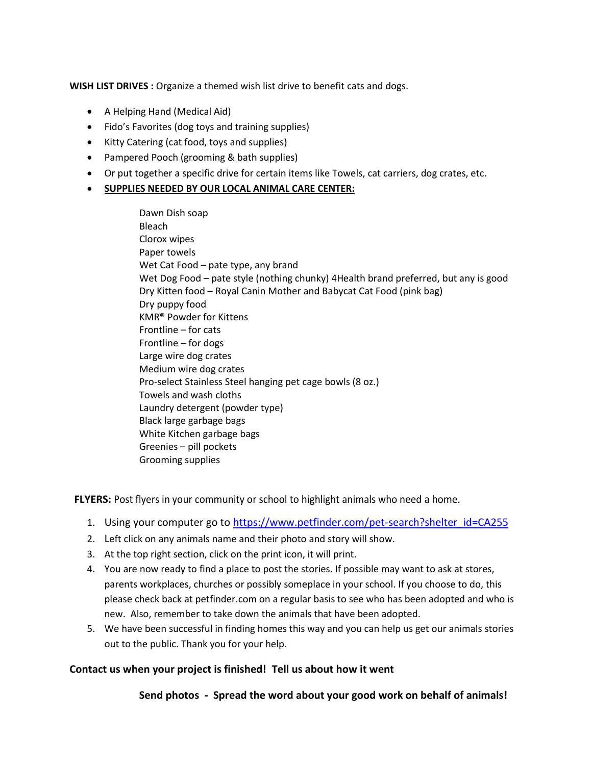**WISH LIST DRIVES :** Organize a themed wish list drive to benefit cats and dogs.

- A Helping Hand (Medical Aid)
- Fido's Favorites (dog toys and training supplies)
- Kitty Catering (cat food, toys and supplies)
- Pampered Pooch (grooming & bath supplies)
- Or put together a specific drive for certain items like Towels, cat carriers, dog crates, etc.
- **SUPPLIES NEEDED BY OUR LOCAL ANIMAL CARE CENTER:**

  Dawn Dish soap
  Bleach
  Clorox wipes
  Paper towels
  Wet Cat Food – pate type, any brand
  Wet Dog Food – pate style (nothing chunky) 4Health brand preferred, but any is good
  Dry Kitten food – Royal Canin Mother and Babycat Cat Food (pink bag)
  Dry puppy food
  KMR® Powder for Kittens
  Frontline – for cats
  Frontline – for dogs
  Large wire dog crates
  Medium wire dog crates
  Pro-select Stainless Steel hanging pet cage bowls (8 oz.)
  Towels and wash cloths
  Laundry detergent (powder type)
  Black large garbage bags
  White Kitchen garbage bags
  Greenies – pill pockets
  Grooming supplies

**FLYERS:** Post flyers in your community or school to highlight animals who need a home.

1. Using your computer go to https://www.petfinder.com/pet-search?shelter_id=CA255
2. Left click on any animals name and their photo and story will show.
3. At the top right section, click on the print icon, it will print.
4. You are now ready to find a place to post the stories. If possible may want to ask at stores, parents workplaces, churches or possibly someplace in your school. If you choose to do, this please check back at petfinder.com on a regular basis to see who has been adopted and who is new. Also, remember to take down the animals that have been adopted.
5. We have been successful in finding homes this way and you can help us get our animals stories out to the public. Thank you for your help.

**Contact us when your project is finished! Tell us about how it went**

**Send photos - Spread the word about your good work on behalf of animals!**